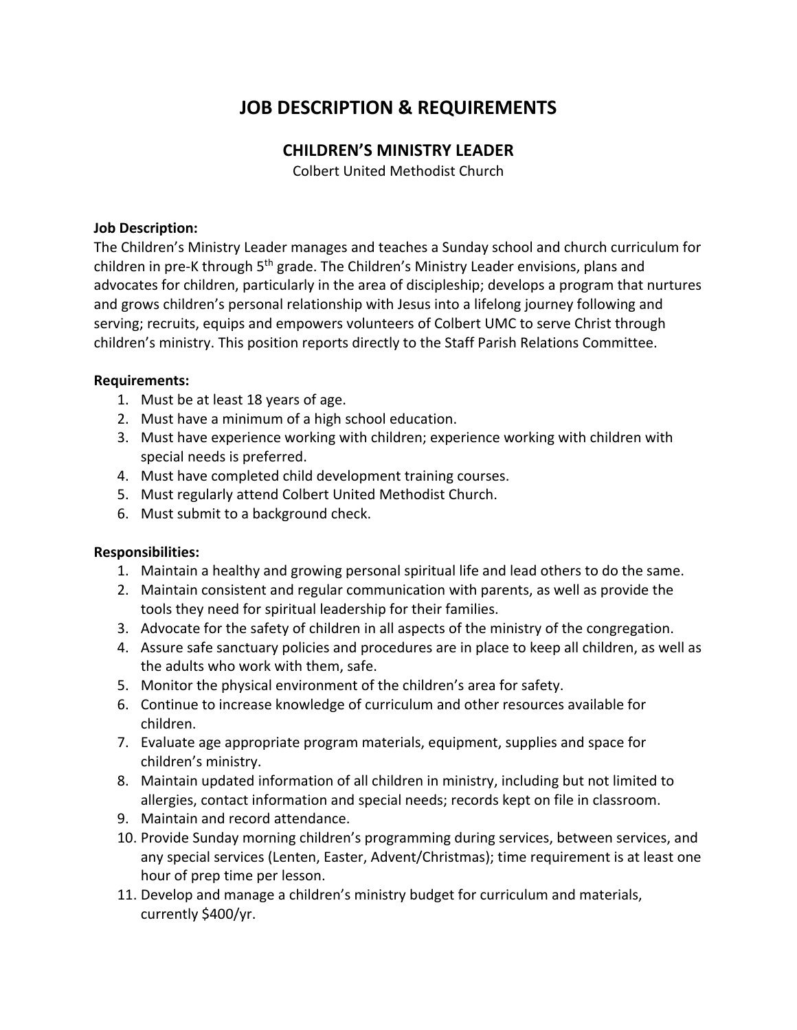# JOB DESCRIPTION & REQUIREMENTS

## CHILDREN'S MINISTRY LEADER

Colbert United Methodist Church

**Job Description:**
The Children's Ministry Leader manages and teaches a Sunday school and church curriculum for children in pre-K through 5th grade. The Children's Ministry Leader envisions, plans and advocates for children, particularly in the area of discipleship; develops a program that nurtures and grows children's personal relationship with Jesus into a lifelong journey following and serving; recruits, equips and empowers volunteers of Colbert UMC to serve Christ through children's ministry. This position reports directly to the Staff Parish Relations Committee.

**Requirements:**

1. Must be at least 18 years of age.
2. Must have a minimum of a high school education.
3. Must have experience working with children; experience working with children with special needs is preferred.
4. Must have completed child development training courses.
5. Must regularly attend Colbert United Methodist Church.
6. Must submit to a background check.

**Responsibilities:**

1. Maintain a healthy and growing personal spiritual life and lead others to do the same.
2. Maintain consistent and regular communication with parents, as well as provide the tools they need for spiritual leadership for their families.
3. Advocate for the safety of children in all aspects of the ministry of the congregation.
4. Assure safe sanctuary policies and procedures are in place to keep all children, as well as the adults who work with them, safe.
5. Monitor the physical environment of the children's area for safety.
6. Continue to increase knowledge of curriculum and other resources available for children.
7. Evaluate age appropriate program materials, equipment, supplies and space for children's ministry.
8. Maintain updated information of all children in ministry, including but not limited to allergies, contact information and special needs; records kept on file in classroom.
9. Maintain and record attendance.
10. Provide Sunday morning children's programming during services, between services, and any special services (Lenten, Easter, Advent/Christmas); time requirement is at least one hour of prep time per lesson.
11. Develop and manage a children's ministry budget for curriculum and materials, currently $400/yr.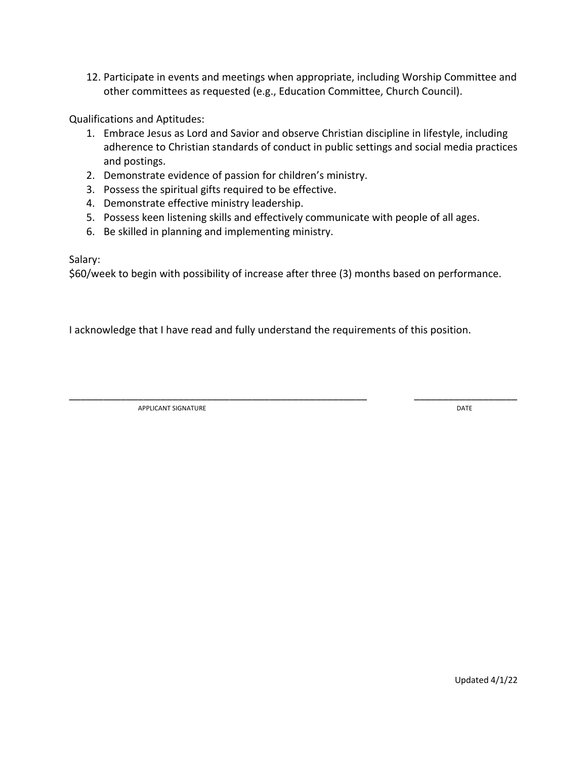12. Participate in events and meetings when appropriate, including Worship Committee and other committees as requested (e.g., Education Committee, Church Council).

Qualifications and Aptitudes:

1. Embrace Jesus as Lord and Savior and observe Christian discipline in lifestyle, including adherence to Christian standards of conduct in public settings and social media practices and postings.
2. Demonstrate evidence of passion for children's ministry.
3. Possess the spiritual gifts required to be effective.
4. Demonstrate effective ministry leadership.
5. Possess keen listening skills and effectively communicate with people of all ages.
6. Be skilled in planning and implementing ministry.

Salary:
$60/week to begin with possibility of increase after three (3) months based on performance.

I acknowledge that I have read and fully understand the requirements of this position.

\_\_\_\_\_\_\_\_\_\_\_\_\_\_\_\_\_\_\_\_\_\_\_\_\_\_\_\_\_\_\_\_\_\_\_\_\_\_\_\_\_\_\_\_\_\_\_\_\_\_\_\_\_\_\_\_ \_\_\_\_\_\_\_\_\_\_\_\_\_\_\_\_\_\_\_\_

APPLICANT SIGNATURE DATE

Updated 4/1/22